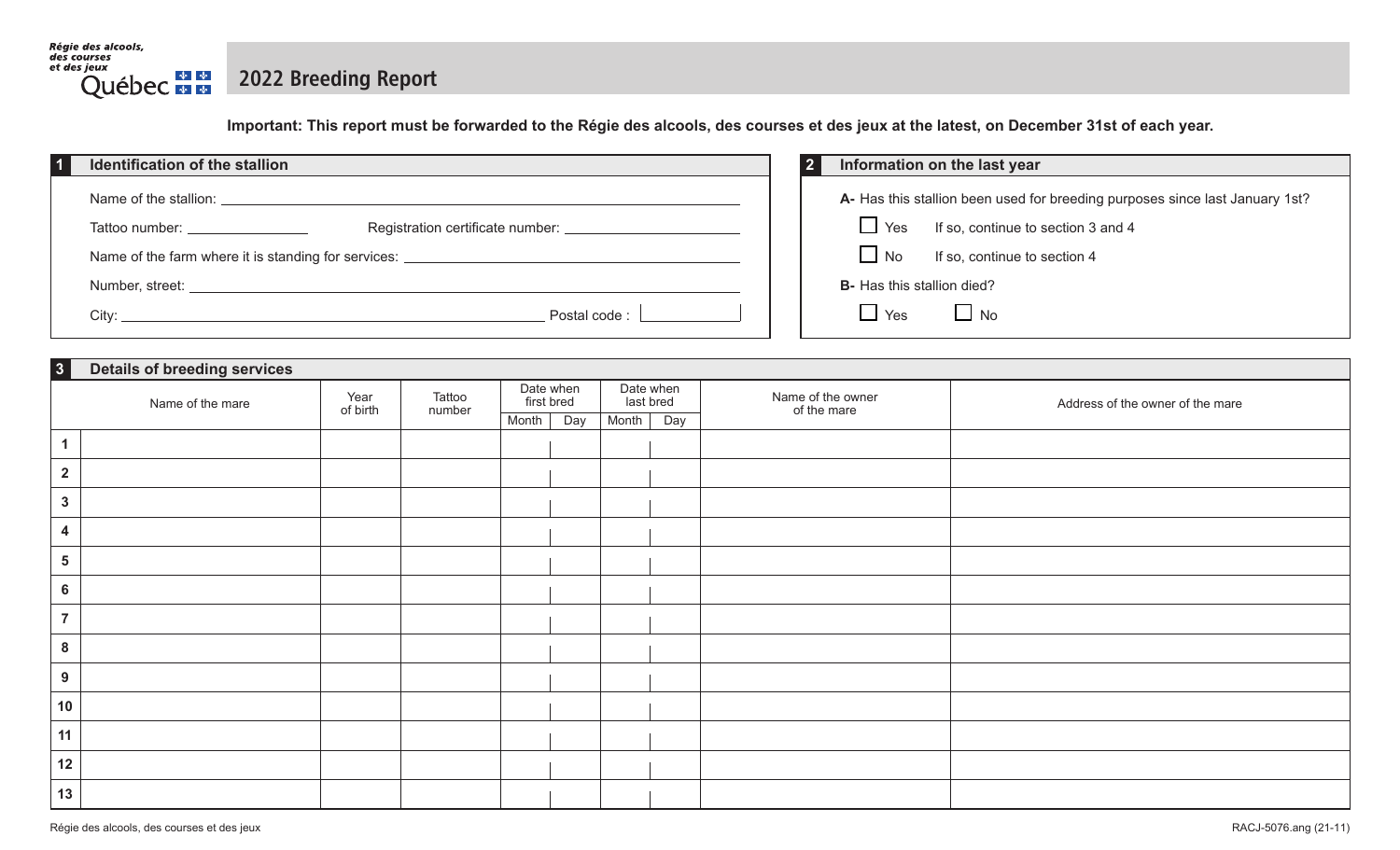Régie des alcools, des courses et des jeux
Québec

# 2022 Breeding Report

**Important: This report must be forwarded to the Régie des alcools, des courses et des jeux at the latest, on December 31st of each year.**

## 1 Identification of the stallion

Name of the stallion: ______________________________

Tattoo number: ______________ Registration certificate number: ______________________

Name of the farm where it is standing for services: ______________________________

Number, street: ______________________________

City: ______________________________ Postal code : ______________

## 2 Information on the last year

**A-** Has this stallion been used for breeding purposes since last January 1st?

☐ Yes If so, continue to section 3 and 4

☐ No If so, continue to section 4

**B-** Has this stallion died?

☐ Yes ☐ No

## 3 Details of breeding services

| | Name of the mare | Year of birth | Tattoo number | Date when first bred | | Date when last bred | | Name of the owner of the mare | Address of the owner of the mare |
|---|---|---|---|---|---|---|---|---|---|
| | | | | Month | Day | Month | Day | | |
| 1 | | | | | | | | | |
| 2 | | | | | | | | | |
| 3 | | | | | | | | | |
| 4 | | | | | | | | | |
| 5 | | | | | | | | | |
| 6 | | | | | | | | | |
| 7 | | | | | | | | | |
| 8 | | | | | | | | | |
| 9 | | | | | | | | | |
| 10 | | | | | | | | | |
| 11 | | | | | | | | | |
| 12 | | | | | | | | | |
| 13 | | | | | | | | | |

Régie des alcools, des courses et des jeux RACJ-5076.ang (21-11)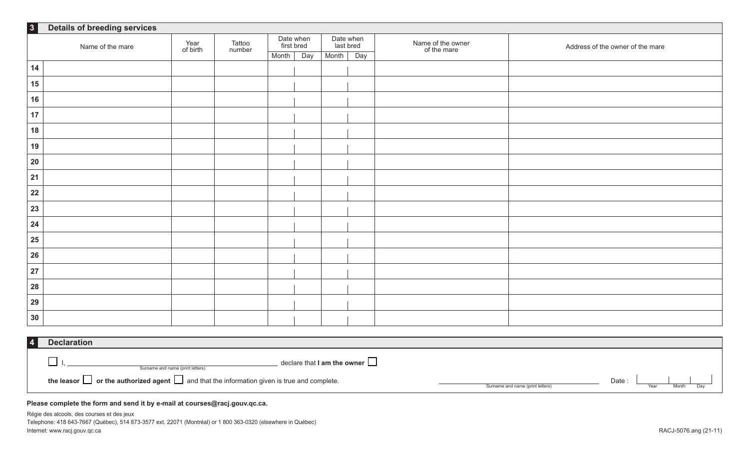## 3 Details of breeding services

| | Name of the mare | Year of birth | Tattoo number | Date when first bred | | Date when last bred | | Name of the owner of the mare | Address of the owner of the mare |
|---|---|---|---|---|---|---|---|---|---|
| | | | | Month | Day | Month | Day | | |
| 14 | | | | | | | | | |
| 15 | | | | | | | | | |
| 16 | | | | | | | | | |
| 17 | | | | | | | | | |
| 18 | | | | | | | | | |
| 19 | | | | | | | | | |
| 20 | | | | | | | | | |
| 21 | | | | | | | | | |
| 22 | | | | | | | | | |
| 23 | | | | | | | | | |
| 24 | | | | | | | | | |
| 25 | | | | | | | | | |
| 26 | | | | | | | | | |
| 27 | | | | | | | | | |
| 28 | | | | | | | | | |
| 29 | | | | | | | | | |
| 30 | | | | | | | | | |

## 4 Declaration

☐ I, ______________________________ declare that **I am the owner** ☐
Surname and name (print letters)

**the leasor** ☐ **or the authorized agent** ☐ and that the information given is true and complete.

______________________________
Surname and name (print letters)

Date : Year | Month | Day

**Please complete the form and send it by e-mail at courses@racj.gouv.qc.ca.**

Régie des alcools, des courses et des jeux
Telephone: 418 643-7667 (Québec), 514 873-3577 ext. 22071 (Montréal) or 1 800 363-0320 (elsewhere in Québec)
Internet: www.racj.gouv.qc.ca

RACJ-5076.ang (21-11)